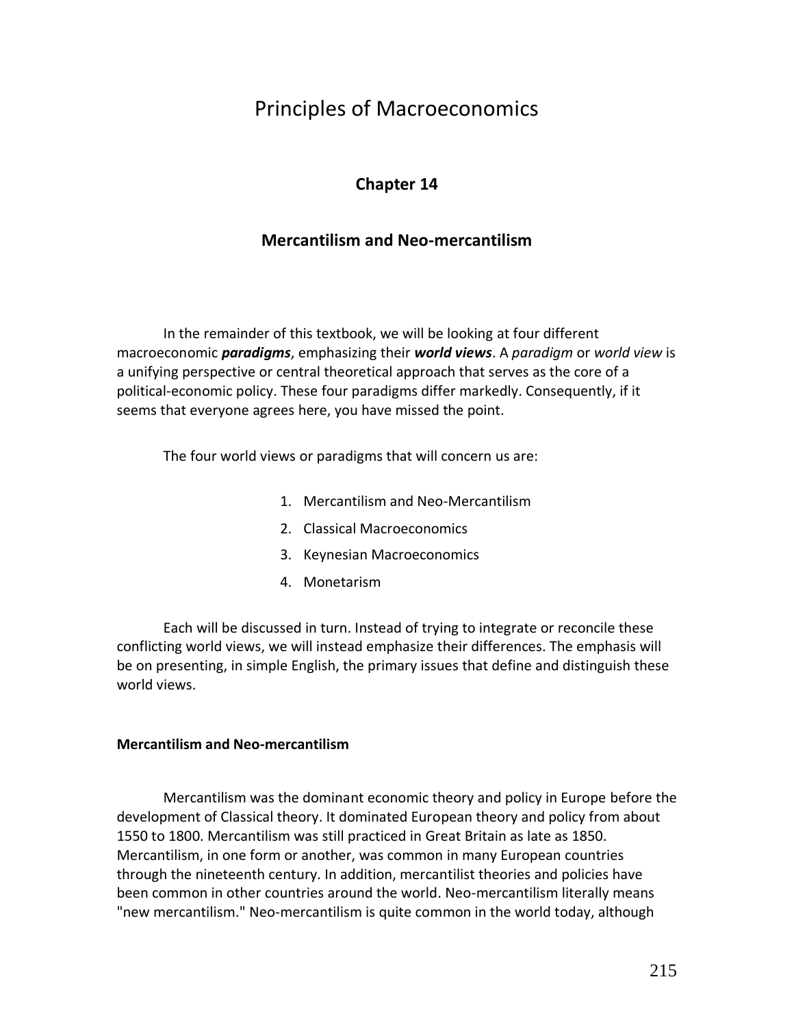# Principles of Macroeconomics

## Chapter 14

## Mercantilism and Neo-mercantilism

In the remainder of this textbook, we will be looking at four different macroeconomic ***paradigms***, emphasizing their ***world views***. A *paradigm* or *world view* is a unifying perspective or central theoretical approach that serves as the core of a political-economic policy. These four paradigms differ markedly. Consequently, if it seems that everyone agrees here, you have missed the point.

The four world views or paradigms that will concern us are:

1. Mercantilism and Neo-Mercantilism
2. Classical Macroeconomics
3. Keynesian Macroeconomics
4. Monetarism

Each will be discussed in turn. Instead of trying to integrate or reconcile these conflicting world views, we will instead emphasize their differences. The emphasis will be on presenting, in simple English, the primary issues that define and distinguish these world views.

### Mercantilism and Neo-mercantilism

Mercantilism was the dominant economic theory and policy in Europe before the development of Classical theory. It dominated European theory and policy from about 1550 to 1800. Mercantilism was still practiced in Great Britain as late as 1850. Mercantilism, in one form or another, was common in many European countries through the nineteenth century. In addition, mercantilist theories and policies have been common in other countries around the world. Neo-mercantilism literally means "new mercantilism." Neo-mercantilism is quite common in the world today, although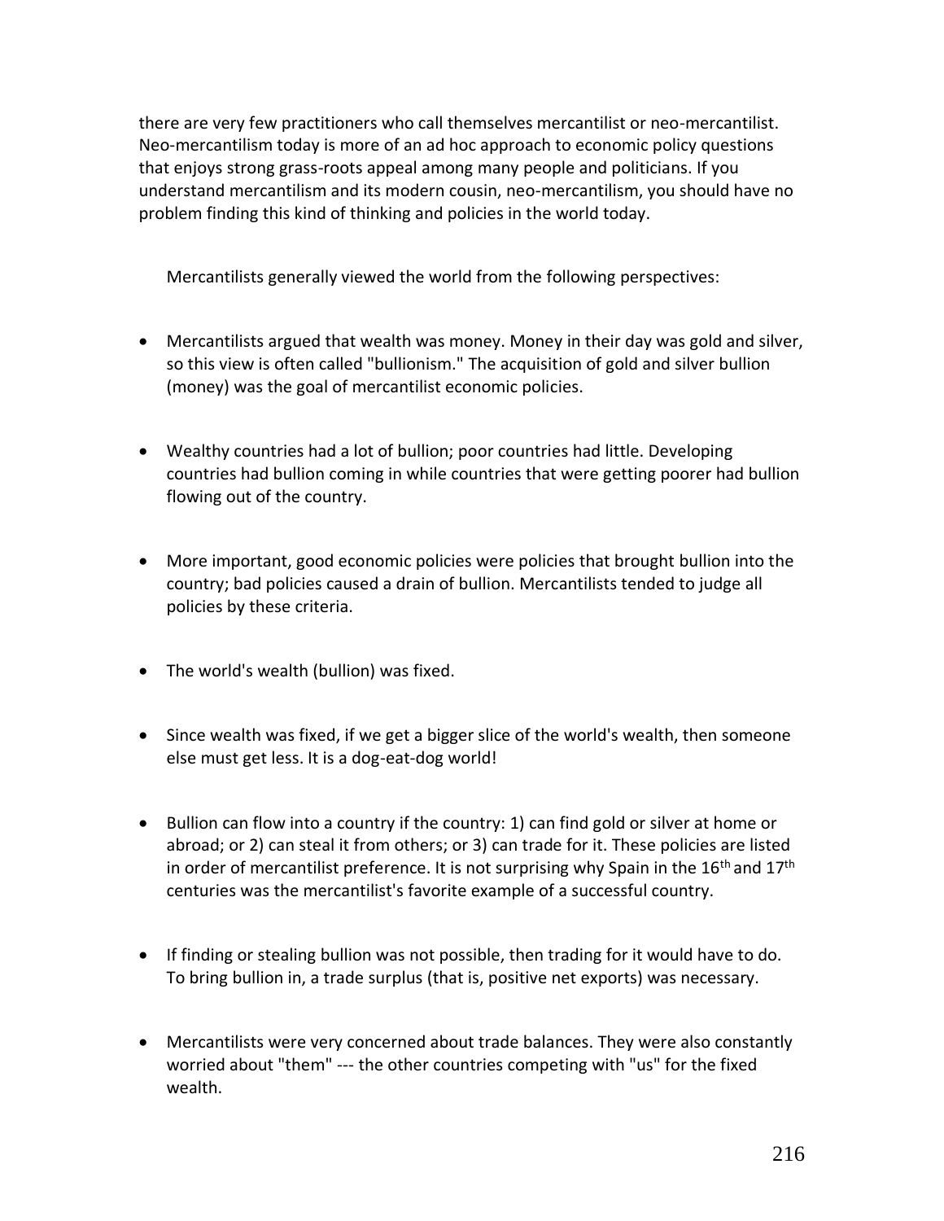there are very few practitioners who call themselves mercantilist or neo-mercantilist. Neo-mercantilism today is more of an ad hoc approach to economic policy questions that enjoys strong grass-roots appeal among many people and politicians. If you understand mercantilism and its modern cousin, neo-mercantilism, you should have no problem finding this kind of thinking and policies in the world today.

Mercantilists generally viewed the world from the following perspectives:

- Mercantilists argued that wealth was money. Money in their day was gold and silver, so this view is often called "bullionism." The acquisition of gold and silver bullion (money) was the goal of mercantilist economic policies.

- Wealthy countries had a lot of bullion; poor countries had little. Developing countries had bullion coming in while countries that were getting poorer had bullion flowing out of the country.

- More important, good economic policies were policies that brought bullion into the country; bad policies caused a drain of bullion. Mercantilists tended to judge all policies by these criteria.

- The world's wealth (bullion) was fixed.

- Since wealth was fixed, if we get a bigger slice of the world's wealth, then someone else must get less. It is a dog-eat-dog world!

- Bullion can flow into a country if the country: 1) can find gold or silver at home or abroad; or 2) can steal it from others; or 3) can trade for it. These policies are listed in order of mercantilist preference. It is not surprising why Spain in the 16th and 17th centuries was the mercantilist's favorite example of a successful country.

- If finding or stealing bullion was not possible, then trading for it would have to do. To bring bullion in, a trade surplus (that is, positive net exports) was necessary.

- Mercantilists were very concerned about trade balances. They were also constantly worried about "them" --- the other countries competing with "us" for the fixed wealth.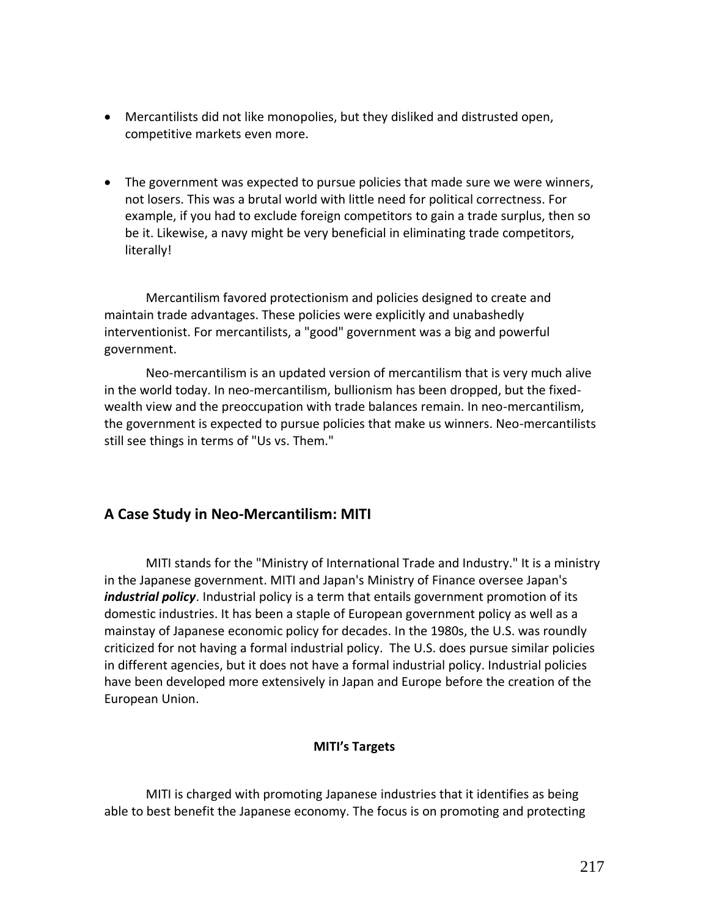- Mercantilists did not like monopolies, but they disliked and distrusted open, competitive markets even more.

- The government was expected to pursue policies that made sure we were winners, not losers. This was a brutal world with little need for political correctness. For example, if you had to exclude foreign competitors to gain a trade surplus, then so be it. Likewise, a navy might be very beneficial in eliminating trade competitors, literally!

Mercantilism favored protectionism and policies designed to create and maintain trade advantages. These policies were explicitly and unabashedly interventionist. For mercantilists, a "good" government was a big and powerful government.

Neo-mercantilism is an updated version of mercantilism that is very much alive in the world today. In neo-mercantilism, bullionism has been dropped, but the fixed-wealth view and the preoccupation with trade balances remain. In neo-mercantilism, the government is expected to pursue policies that make us winners. Neo-mercantilists still see things in terms of "Us vs. Them."

## A Case Study in Neo-Mercantilism: MITI

MITI stands for the "Ministry of International Trade and Industry." It is a ministry in the Japanese government. MITI and Japan's Ministry of Finance oversee Japan's ***industrial policy***. Industrial policy is a term that entails government promotion of its domestic industries. It has been a staple of European government policy as well as a mainstay of Japanese economic policy for decades. In the 1980s, the U.S. was roundly criticized for not having a formal industrial policy. The U.S. does pursue similar policies in different agencies, but it does not have a formal industrial policy. Industrial policies have been developed more extensively in Japan and Europe before the creation of the European Union.

### MITI's Targets

MITI is charged with promoting Japanese industries that it identifies as being able to best benefit the Japanese economy. The focus is on promoting and protecting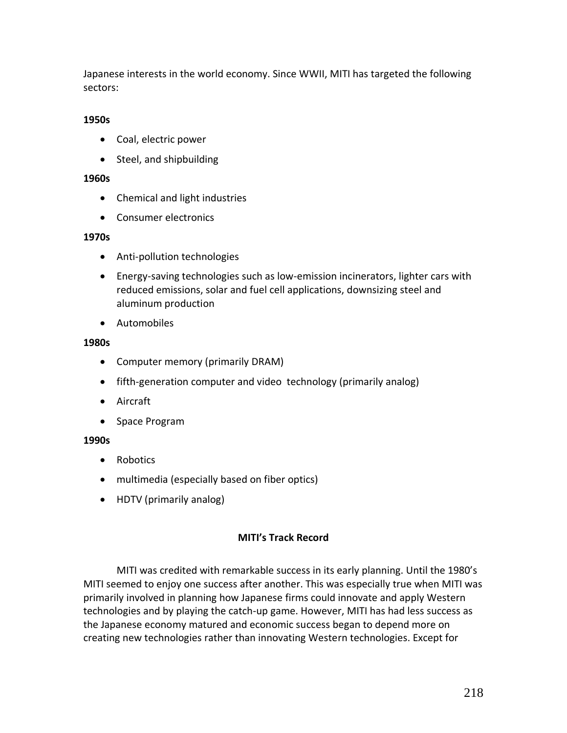Japanese interests in the world economy. Since WWII, MITI has targeted the following sectors:

**1950s**

- Coal, electric power
- Steel, and shipbuilding

**1960s**

- Chemical and light industries
- Consumer electronics

**1970s**

- Anti-pollution technologies
- Energy-saving technologies such as low-emission incinerators, lighter cars with reduced emissions, solar and fuel cell applications, downsizing steel and aluminum production
- Automobiles

**1980s**

- Computer memory (primarily DRAM)
- fifth-generation computer and video technology (primarily analog)
- Aircraft
- Space Program

**1990s**

- Robotics
- multimedia (especially based on fiber optics)
- HDTV (primarily analog)

## MITI's Track Record

MITI was credited with remarkable success in its early planning. Until the 1980's MITI seemed to enjoy one success after another. This was especially true when MITI was primarily involved in planning how Japanese firms could innovate and apply Western technologies and by playing the catch-up game. However, MITI has had less success as the Japanese economy matured and economic success began to depend more on creating new technologies rather than innovating Western technologies. Except for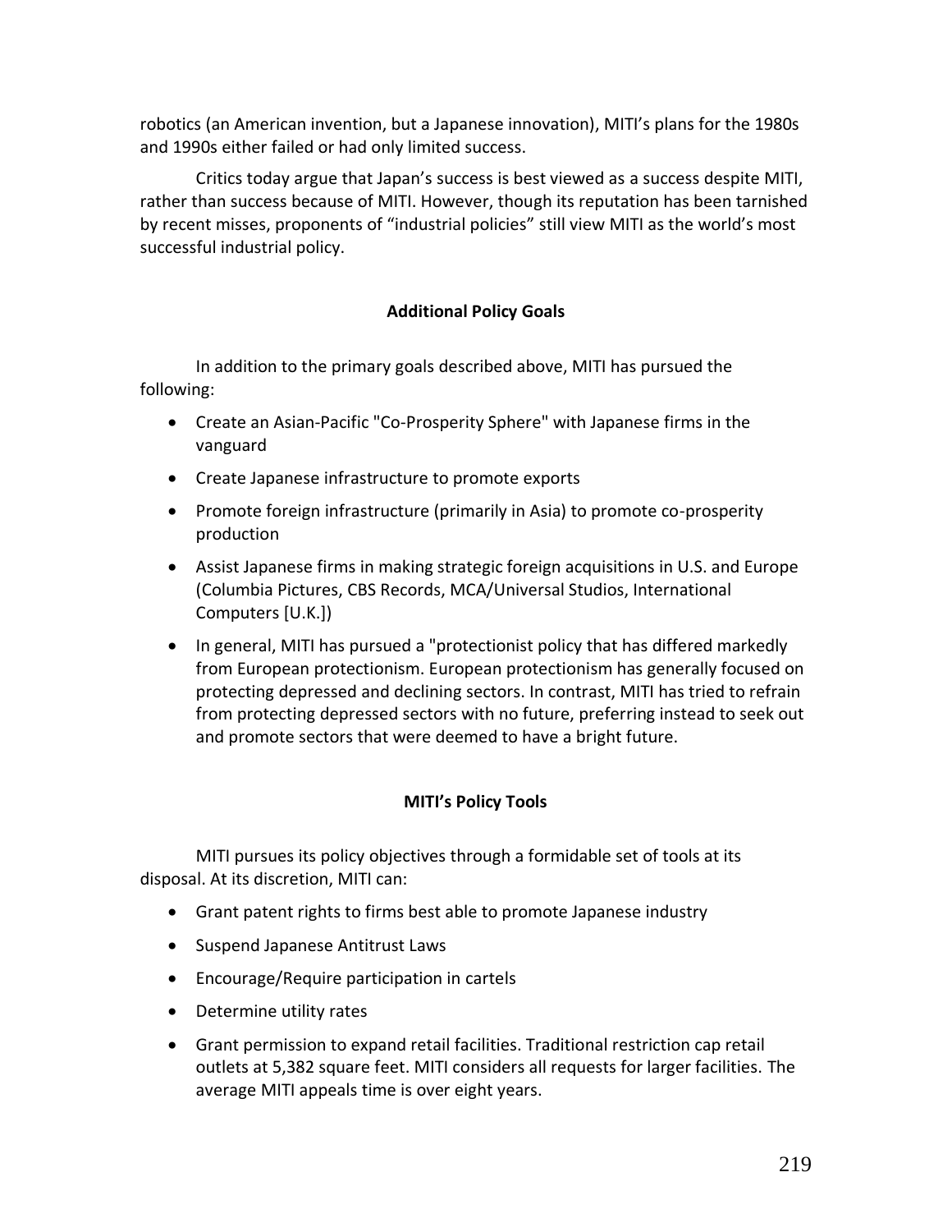robotics (an American invention, but a Japanese innovation), MITI's plans for the 1980s and 1990s either failed or had only limited success.

Critics today argue that Japan's success is best viewed as a success despite MITI, rather than success because of MITI. However, though its reputation has been tarnished by recent misses, proponents of "industrial policies" still view MITI as the world's most successful industrial policy.

### Additional Policy Goals

In addition to the primary goals described above, MITI has pursued the following:

- Create an Asian-Pacific "Co-Prosperity Sphere" with Japanese firms in the vanguard
- Create Japanese infrastructure to promote exports
- Promote foreign infrastructure (primarily in Asia) to promote co-prosperity production
- Assist Japanese firms in making strategic foreign acquisitions in U.S. and Europe (Columbia Pictures, CBS Records, MCA/Universal Studios, International Computers [U.K.])
- In general, MITI has pursued a "protectionist policy that has differed markedly from European protectionism. European protectionism has generally focused on protecting depressed and declining sectors. In contrast, MITI has tried to refrain from protecting depressed sectors with no future, preferring instead to seek out and promote sectors that were deemed to have a bright future.

### MITI's Policy Tools

MITI pursues its policy objectives through a formidable set of tools at its disposal. At its discretion, MITI can:

- Grant patent rights to firms best able to promote Japanese industry
- Suspend Japanese Antitrust Laws
- Encourage/Require participation in cartels
- Determine utility rates
- Grant permission to expand retail facilities. Traditional restriction cap retail outlets at 5,382 square feet. MITI considers all requests for larger facilities. The average MITI appeals time is over eight years.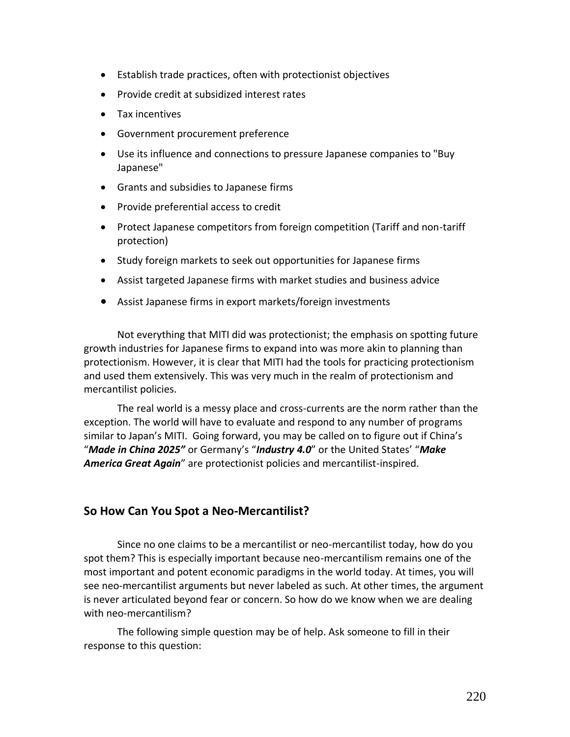- Establish trade practices, often with protectionist objectives
- Provide credit at subsidized interest rates
- Tax incentives
- Government procurement preference
- Use its influence and connections to pressure Japanese companies to "Buy Japanese"
- Grants and subsidies to Japanese firms
- Provide preferential access to credit
- Protect Japanese competitors from foreign competition (Tariff and non-tariff protection)
- Study foreign markets to seek out opportunities for Japanese firms
- Assist targeted Japanese firms with market studies and business advice
- Assist Japanese firms in export markets/foreign investments

Not everything that MITI did was protectionist; the emphasis on spotting future growth industries for Japanese firms to expand into was more akin to planning than protectionism. However, it is clear that MITI had the tools for practicing protectionism and used them extensively. This was very much in the realm of protectionism and mercantilist policies.

The real world is a messy place and cross-currents are the norm rather than the exception. The world will have to evaluate and respond to any number of programs similar to Japan's MITI. Going forward, you may be called on to figure out if China's "***Made in China 2025"*** or Germany's "***Industry 4.0***" or the United States' "***Make America Great Again***" are protectionist policies and mercantilist-inspired.

## So How Can You Spot a Neo-Mercantilist?

Since no one claims to be a mercantilist or neo-mercantilist today, how do you spot them? This is especially important because neo-mercantilism remains one of the most important and potent economic paradigms in the world today. At times, you will see neo-mercantilist arguments but never labeled as such. At other times, the argument is never articulated beyond fear or concern. So how do we know when we are dealing with neo-mercantilism?

The following simple question may be of help. Ask someone to fill in their response to this question: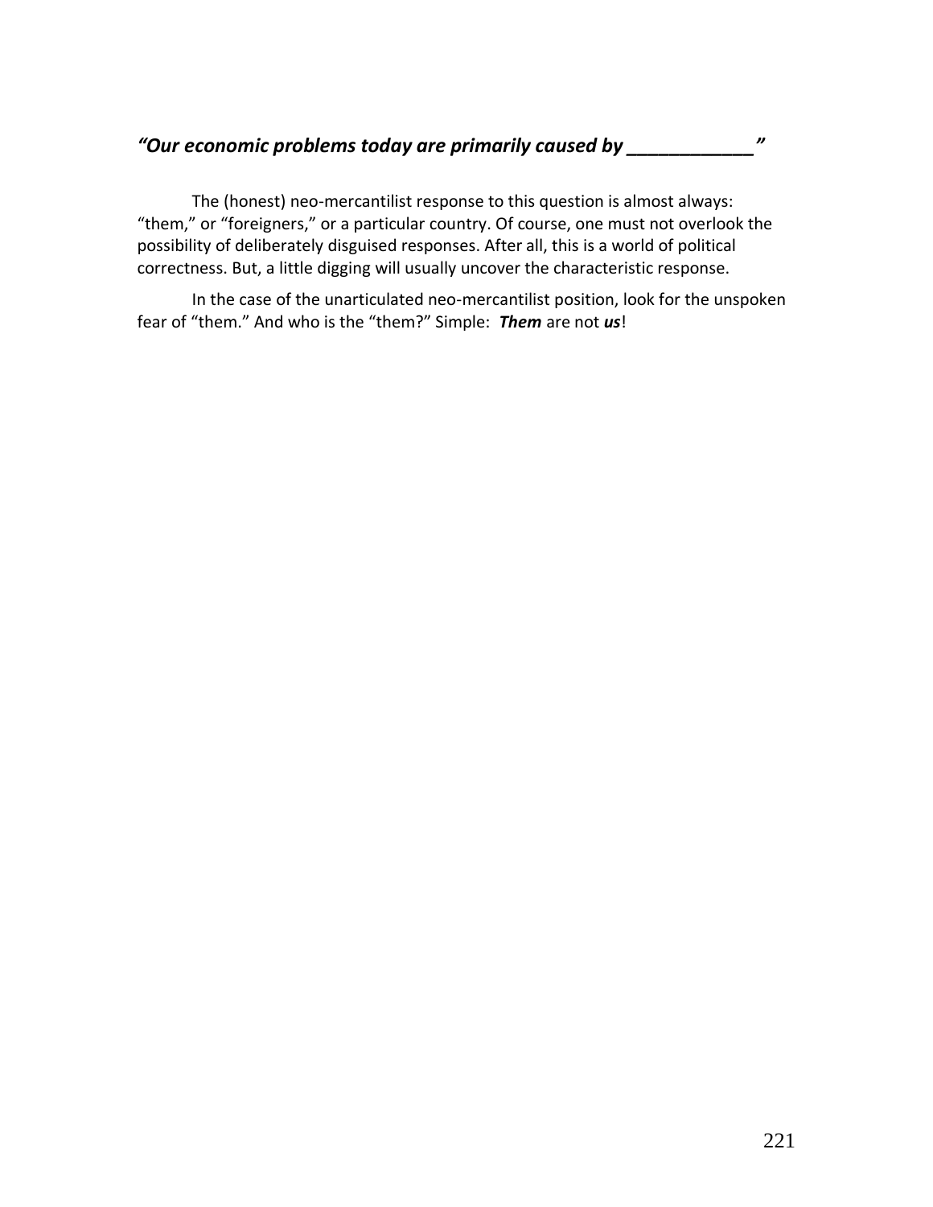## *"Our economic problems today are primarily caused by ____________"*

The (honest) neo-mercantilist response to this question is almost always: "them," or "foreigners," or a particular country. Of course, one must not overlook the possibility of deliberately disguised responses. After all, this is a world of political correctness. But, a little digging will usually uncover the characteristic response.

In the case of the unarticulated neo-mercantilist position, look for the unspoken fear of "them." And who is the "them?" Simple: ***Them*** are not ***us***!